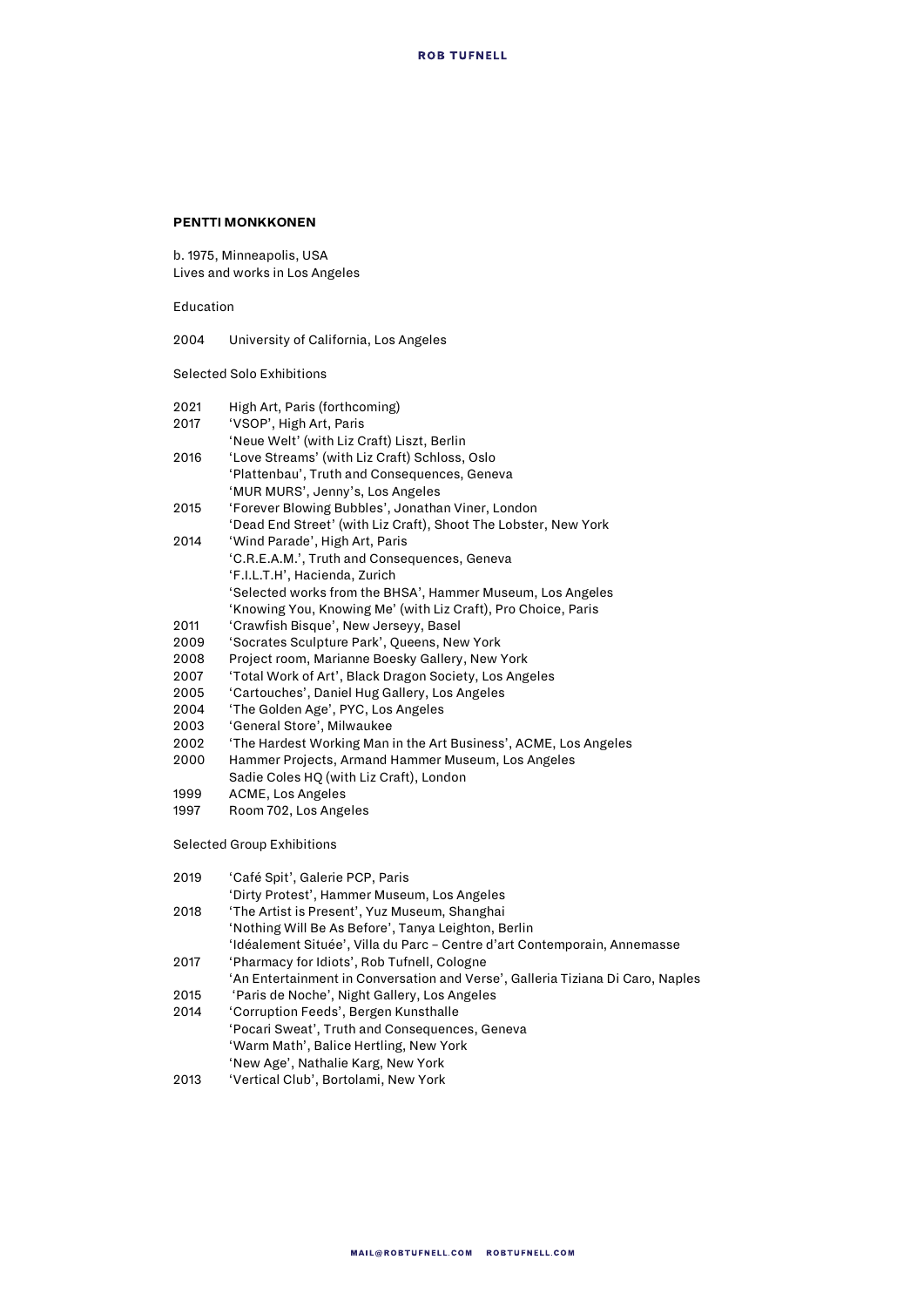**PENTTI MONKKONEN**

b. 1975, Minneapolis, USA
Lives and works in Los Angeles

Education

2004 University of California, Los Angeles

Selected Solo Exhibitions

2021 High Art, Paris (forthcoming)
2017 'VSOP', High Art, Paris
'Neue Welt' (with Liz Craft) Liszt, Berlin
2016 'Love Streams' (with Liz Craft) Schloss, Oslo
'Plattenbau', Truth and Consequences, Geneva
'MUR MURS', Jenny's, Los Angeles
2015 'Forever Blowing Bubbles', Jonathan Viner, London
'Dead End Street' (with Liz Craft), Shoot The Lobster, New York
2014 'Wind Parade', High Art, Paris
'C.R.E.A.M.', Truth and Consequences, Geneva
'F.I.L.T.H', Hacienda, Zurich
'Selected works from the BHSA', Hammer Museum, Los Angeles
'Knowing You, Knowing Me' (with Liz Craft), Pro Choice, Paris
2011 'Crawfish Bisque', New Jerseyy, Basel
2009 'Socrates Sculpture Park', Queens, New York
2008 Project room, Marianne Boesky Gallery, New York
2007 'Total Work of Art', Black Dragon Society, Los Angeles
2005 'Cartouches', Daniel Hug Gallery, Los Angeles
2004 'The Golden Age', PYC, Los Angeles
2003 'General Store', Milwaukee
2002 'The Hardest Working Man in the Art Business', ACME, Los Angeles
2000 Hammer Projects, Armand Hammer Museum, Los Angeles
Sadie Coles HQ (with Liz Craft), London
1999 ACME, Los Angeles
1997 Room 702, Los Angeles

Selected Group Exhibitions

2019 'Café Spit', Galerie PCP, Paris
'Dirty Protest', Hammer Museum, Los Angeles
2018 'The Artist is Present', Yuz Museum, Shanghai
'Nothing Will Be As Before', Tanya Leighton, Berlin
'Idéalement Située', Villa du Parc – Centre d'art Contemporain, Annemasse
2017 'Pharmacy for Idiots', Rob Tufnell, Cologne
'An Entertainment in Conversation and Verse', Galleria Tiziana Di Caro, Naples
2015 'Paris de Noche', Night Gallery, Los Angeles
2014 'Corruption Feeds', Bergen Kunsthalle
'Pocari Sweat', Truth and Consequences, Geneva
'Warm Math', Balice Hertling, New York
'New Age', Nathalie Karg, New York
2013 'Vertical Club', Bortolami, New York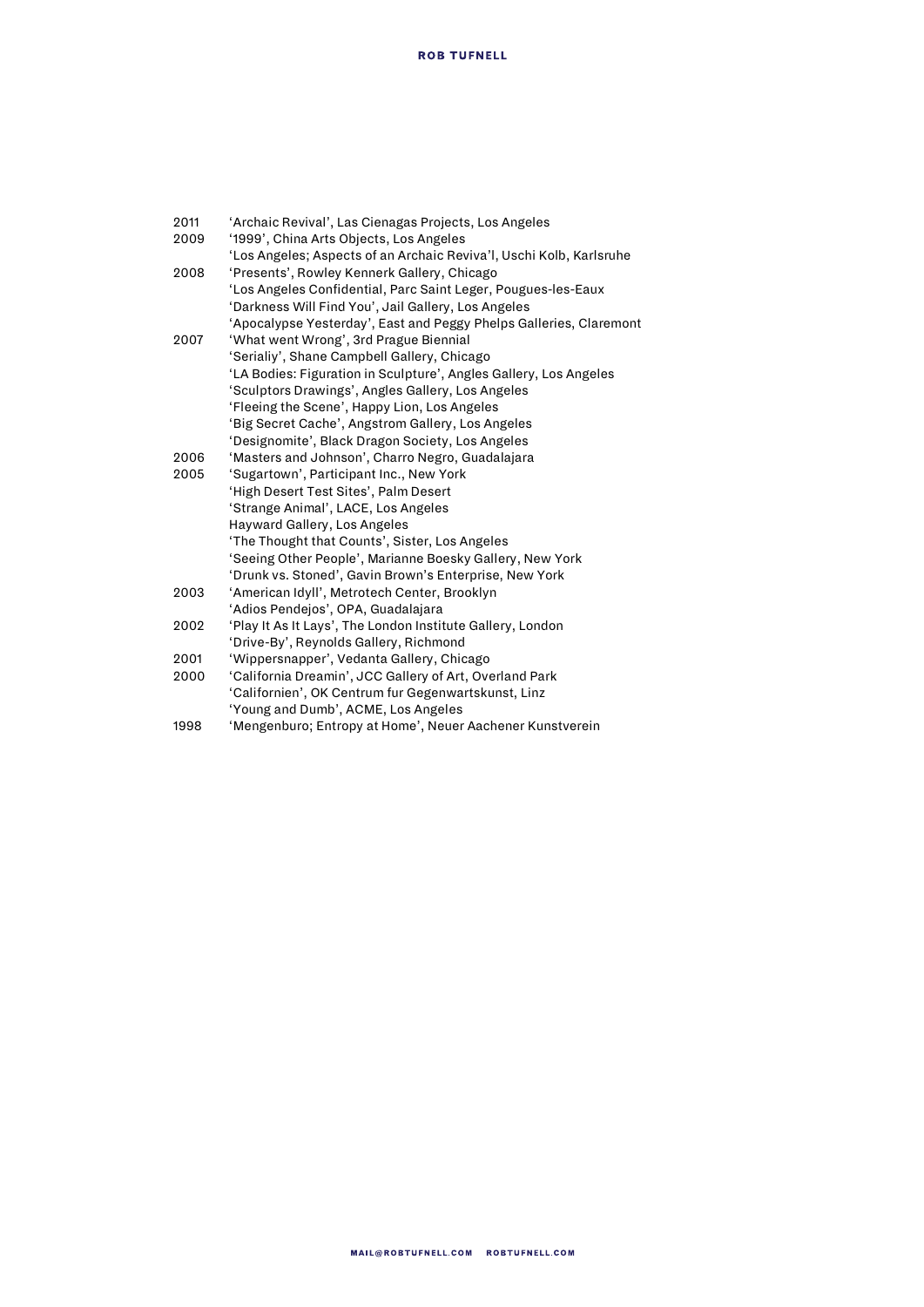| | |
|---|---|
| 2011 | 'Archaic Revival', Las Cienagas Projects, Los Angeles |
| 2009 | '1999', China Arts Objects, Los Angeles |
| | 'Los Angeles; Aspects of an Archaic Reviva'l, Uschi Kolb, Karlsruhe |
| 2008 | 'Presents', Rowley Kennerk Gallery, Chicago |
| | 'Los Angeles Confidential, Parc Saint Leger, Pougues-les-Eaux |
| | 'Darkness Will Find You', Jail Gallery, Los Angeles |
| | 'Apocalypse Yesterday', East and Peggy Phelps Galleries, Claremont |
| 2007 | 'What went Wrong', 3rd Prague Biennial |
| | 'Serialiy', Shane Campbell Gallery, Chicago |
| | 'LA Bodies: Figuration in Sculpture', Angles Gallery, Los Angeles |
| | 'Sculptors Drawings', Angles Gallery, Los Angeles |
| | 'Fleeing the Scene', Happy Lion, Los Angeles |
| | 'Big Secret Cache', Angstrom Gallery, Los Angeles |
| | 'Designomite', Black Dragon Society, Los Angeles |
| 2006 | 'Masters and Johnson', Charro Negro, Guadalajara |
| 2005 | 'Sugartown', Participant Inc., New York |
| | 'High Desert Test Sites', Palm Desert |
| | 'Strange Animal', LACE, Los Angeles |
| | Hayward Gallery, Los Angeles |
| | 'The Thought that Counts', Sister, Los Angeles |
| | 'Seeing Other People', Marianne Boesky Gallery, New York |
| | 'Drunk vs. Stoned', Gavin Brown's Enterprise, New York |
| 2003 | 'American Idyll', Metrotech Center, Brooklyn |
| | 'Adios Pendejos', OPA, Guadalajara |
| 2002 | 'Play It As It Lays', The London Institute Gallery, London |
| | 'Drive-By', Reynolds Gallery, Richmond |
| 2001 | 'Wippersnapper', Vedanta Gallery, Chicago |
| 2000 | 'California Dreamin', JCC Gallery of Art, Overland Park |
| | 'Californien', OK Centrum fur Gegenwartskunst, Linz |
| | 'Young and Dumb', ACME, Los Angeles |
| 1998 | 'Mengenburo; Entropy at Home', Neuer Aachener Kunstverein |